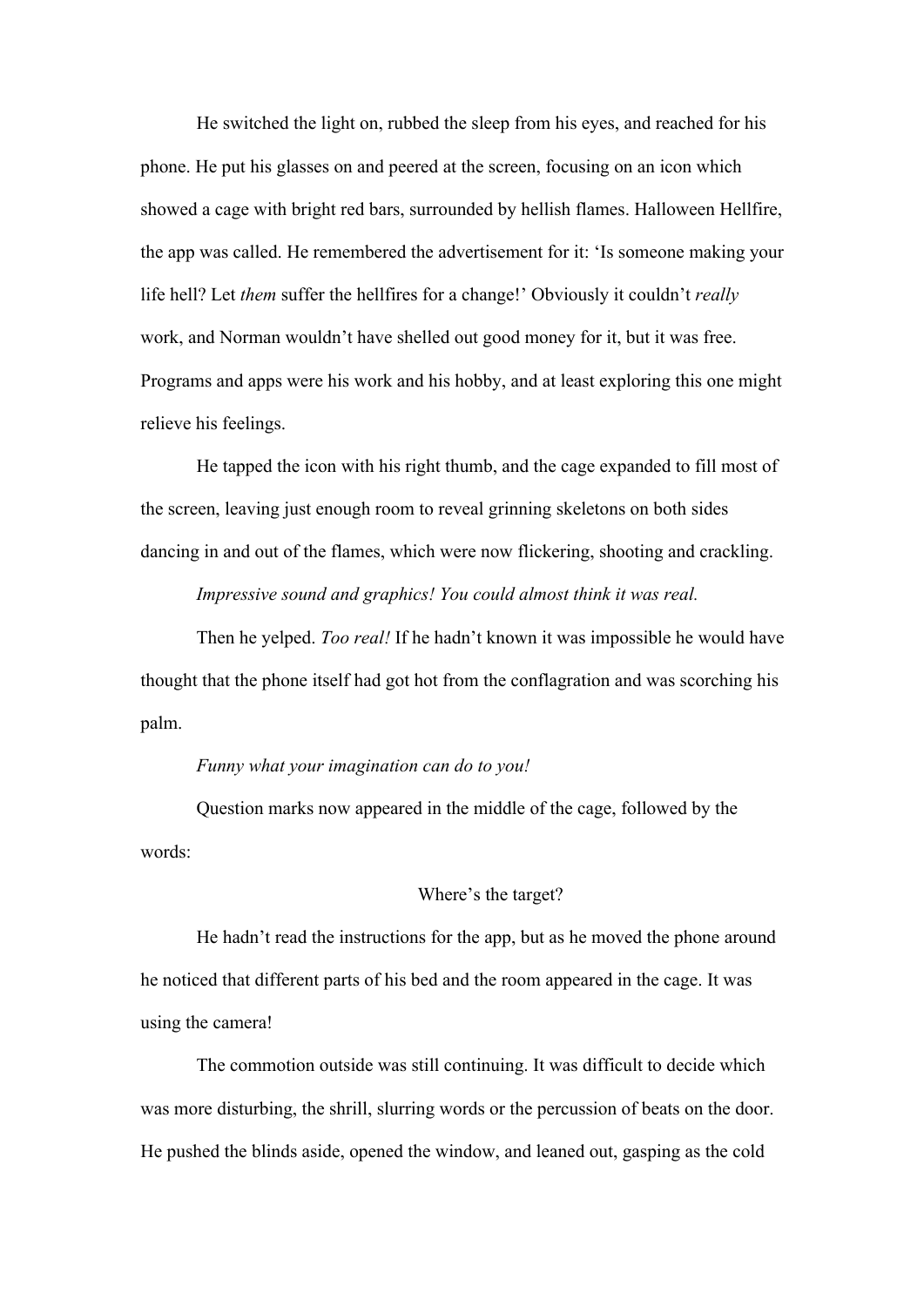He switched the light on, rubbed the sleep from his eyes, and reached for his phone. He put his glasses on and peered at the screen, focusing on an icon which showed a cage with bright red bars, surrounded by hellish flames. Halloween Hellfire, the app was called. He remembered the advertisement for it: 'Is someone making your life hell? Let *them* suffer the hellfires for a change!' Obviously it couldn't *really* work, and Norman wouldn't have shelled out good money for it, but it was free. Programs and apps were his work and his hobby, and at least exploring this one might relieve his feelings.

He tapped the icon with his right thumb, and the cage expanded to fill most of the screen, leaving just enough room to reveal grinning skeletons on both sides dancing in and out of the flames, which were now flickering, shooting and crackling.

*Impressive sound and graphics! You could almost think it was real.*

Then he yelped. *Too real!* If he hadn't known it was impossible he would have thought that the phone itself had got hot from the conflagration and was scorching his palm.

*Funny what your imagination can do to you!*

Question marks now appeared in the middle of the cage, followed by the words:

Where's the target?

He hadn't read the instructions for the app, but as he moved the phone around he noticed that different parts of his bed and the room appeared in the cage. It was using the camera!

The commotion outside was still continuing. It was difficult to decide which was more disturbing, the shrill, slurring words or the percussion of beats on the door. He pushed the blinds aside, opened the window, and leaned out, gasping as the cold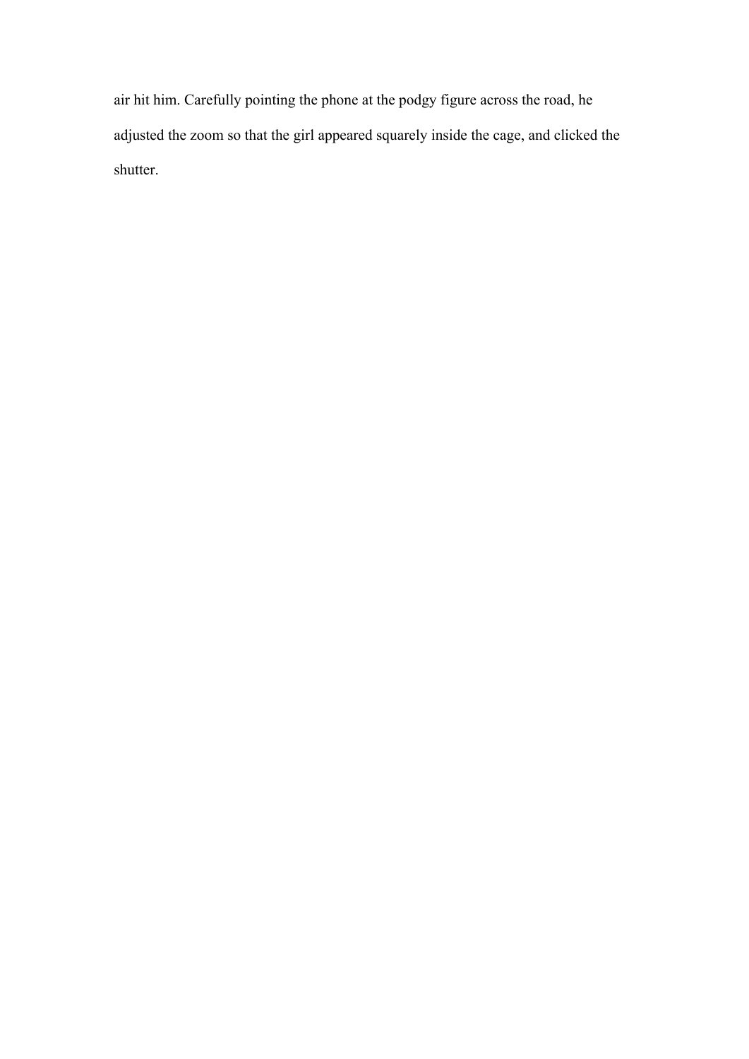air hit him. Carefully pointing the phone at the podgy figure across the road, he adjusted the zoom so that the girl appeared squarely inside the cage, and clicked the shutter.